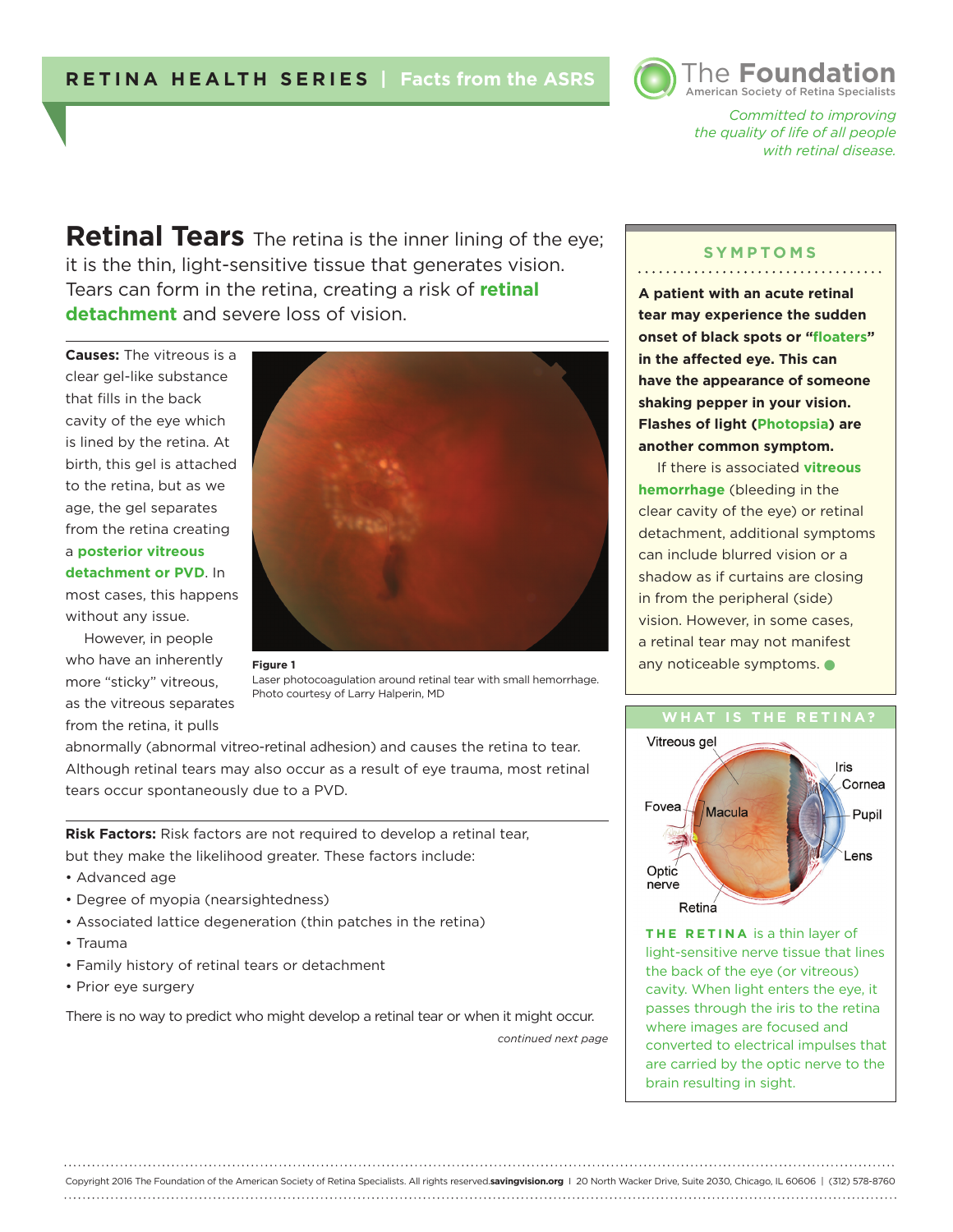RETINA HEALTH SERIES | Facts from the ASRS

The Foundation
American Society of Retina Specialists

*Committed to improving the quality of life of all people with retinal disease.*

# Retinal Tears

The retina is the inner lining of the eye; it is the thin, light-sensitive tissue that generates vision. Tears can form in the retina, creating a risk of **retinal detachment** and severe loss of vision.

**Causes:** The vitreous is a clear gel-like substance that fills in the back cavity of the eye which is lined by the retina. At birth, this gel is attached to the retina, but as we age, the gel separates from the retina creating a **posterior vitreous detachment or PVD**. In most cases, this happens without any issue.

However, in people who have an inherently more "sticky" vitreous, as the vitreous separates from the retina, it pulls abnormally (abnormal vitreo-retinal adhesion) and causes the retina to tear. Although retinal tears may also occur as a result of eye trauma, most retinal tears occur spontaneously due to a PVD.

**Figure 1**
Laser photocoagulation around retinal tear with small hemorrhage. Photo courtesy of Larry Halperin, MD

**Risk Factors:** Risk factors are not required to develop a retinal tear, but they make the likelihood greater. These factors include:

- Advanced age
- Degree of myopia (nearsightedness)
- Associated lattice degeneration (thin patches in the retina)
- Trauma
- Family history of retinal tears or detachment
- Prior eye surgery

There is no way to predict who might develop a retinal tear or when it might occur.

*continued next page*

## SYMPTOMS

**A patient with an acute retinal tear may experience the sudden onset of black spots or "floaters" in the affected eye. This can have the appearance of someone shaking pepper in your vision. Flashes of light (Photopsia) are another common symptom.**

If there is associated **vitreous hemorrhage** (bleeding in the clear cavity of the eye) or retinal detachment, additional symptoms can include blurred vision or a shadow as if curtains are closing in from the peripheral (side) vision. However, in some cases, a retinal tear may not manifest any noticeable symptoms.

## WHAT IS THE RETINA?

Vitreous gel
Iris
Cornea
Fovea
Macula
Pupil
Lens
Optic nerve
Retina

**THE RETINA** is a thin layer of light-sensitive nerve tissue that lines the back of the eye (or vitreous) cavity. When light enters the eye, it passes through the iris to the retina where images are focused and converted to electrical impulses that are carried by the optic nerve to the brain resulting in sight.

Copyright 2016 The Foundation of the American Society of Retina Specialists. All rights reserved. savingvision.org | 20 North Wacker Drive, Suite 2030, Chicago, IL 60606 | (312) 578-8760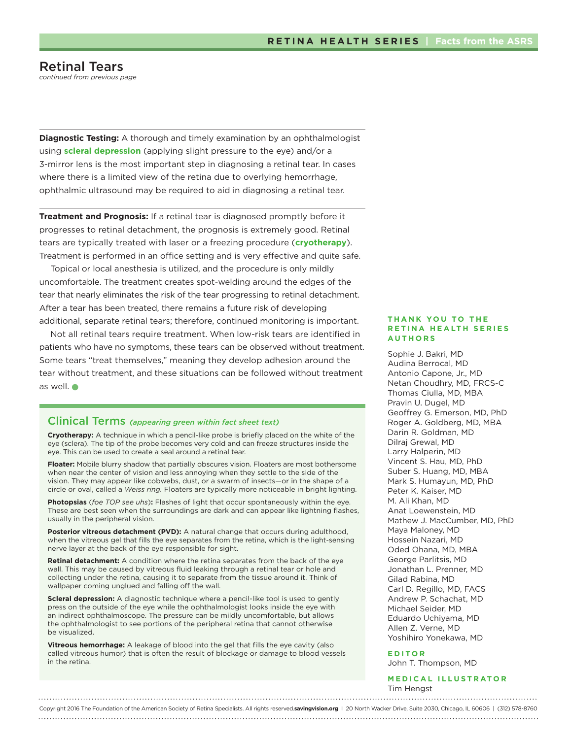# Retinal Tears

*continued from previous page*

**Diagnostic Testing:** A thorough and timely examination by an ophthalmologist using **scleral depression** (applying slight pressure to the eye) and/or a 3-mirror lens is the most important step in diagnosing a retinal tear. In cases where there is a limited view of the retina due to overlying hemorrhage, ophthalmic ultrasound may be required to aid in diagnosing a retinal tear.

**Treatment and Prognosis:** If a retinal tear is diagnosed promptly before it progresses to retinal detachment, the prognosis is extremely good. Retinal tears are typically treated with laser or a freezing procedure (**cryotherapy**). Treatment is performed in an office setting and is very effective and quite safe.

Topical or local anesthesia is utilized, and the procedure is only mildly uncomfortable. The treatment creates spot-welding around the edges of the tear that nearly eliminates the risk of the tear progressing to retinal detachment. After a tear has been treated, there remains a future risk of developing additional, separate retinal tears; therefore, continued monitoring is important.

Not all retinal tears require treatment. When low-risk tears are identified in patients who have no symptoms, these tears can be observed without treatment. Some tears "treat themselves," meaning they develop adhesion around the tear without treatment, and these situations can be followed without treatment as well.

## Clinical Terms *(appearing green within fact sheet text)*

**Cryotherapy:** A technique in which a pencil-like probe is briefly placed on the white of the eye (sclera). The tip of the probe becomes very cold and can freeze structures inside the eye. This can be used to create a seal around a retinal tear.

**Floater:** Mobile blurry shadow that partially obscures vision. Floaters are most bothersome when near the center of vision and less annoying when they settle to the side of the vision. They may appear like cobwebs, dust, or a swarm of insects—or in the shape of a circle or oval, called a *Weiss ring.* Floaters are typically more noticeable in bright lighting.

**Photopsias** (*foe TOP see uhs*)**:** Flashes of light that occur spontaneously within the eye. These are best seen when the surroundings are dark and can appear like lightning flashes, usually in the peripheral vision.

**Posterior vitreous detachment (PVD):** A natural change that occurs during adulthood, when the vitreous gel that fills the eye separates from the retina, which is the light-sensing nerve layer at the back of the eye responsible for sight.

**Retinal detachment:** A condition where the retina separates from the back of the eye wall. This may be caused by vitreous fluid leaking through a retinal tear or hole and collecting under the retina, causing it to separate from the tissue around it. Think of wallpaper coming unglued and falling off the wall.

**Scleral depression:** A diagnostic technique where a pencil-like tool is used to gently press on the outside of the eye while the ophthalmologist looks inside the eye with an indirect ophthalmoscope. The pressure can be mildly uncomfortable, but allows the ophthalmologist to see portions of the peripheral retina that cannot otherwise be visualized.

**Vitreous hemorrhage:** A leakage of blood into the gel that fills the eye cavity (also called vitreous humor) that is often the result of blockage or damage to blood vessels in the retina.

### THANK YOU TO THE RETINA HEALTH SERIES AUTHORS

Sophie J. Bakri, MD
Audina Berrocal, MD
Antonio Capone, Jr., MD
Netan Choudhry, MD, FRCS-C
Thomas Ciulla, MD, MBA
Pravin U. Dugel, MD
Geoffrey G. Emerson, MD, PhD
Roger A. Goldberg, MD, MBA
Darin R. Goldman, MD
Dilraj Grewal, MD
Larry Halperin, MD
Vincent S. Hau, MD, PhD
Suber S. Huang, MD, MBA
Mark S. Humayun, MD, PhD
Peter K. Kaiser, MD
M. Ali Khan, MD
Anat Loewenstein, MD
Mathew J. MacCumber, MD, PhD
Maya Maloney, MD
Hossein Nazari, MD
Oded Ohana, MD, MBA
George Parlitsis, MD
Jonathan L. Prenner, MD
Gilad Rabina, MD
Carl D. Regillo, MD, FACS
Andrew P. Schachat, MD
Michael Seider, MD
Eduardo Uchiyama, MD
Allen Z. Verne, MD
Yoshihiro Yonekawa, MD

### EDITOR

John T. Thompson, MD

### MEDICAL ILLUSTRATOR

Tim Hengst

Copyright 2016 The Foundation of the American Society of Retina Specialists. All rights reserved. **savingvision.org** | 20 North Wacker Drive, Suite 2030, Chicago, IL 60606 | (312) 578-8760